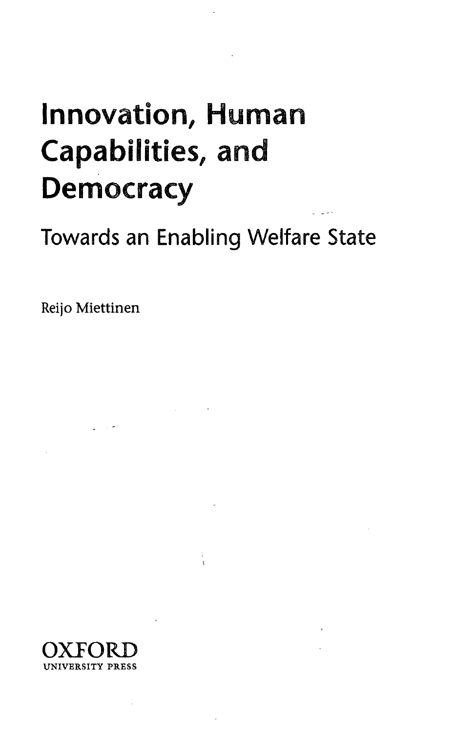# Innovation, Human Capabilities, and Democracy

## Towards an Enabling Welfare State

Reijo Miettinen

OXFORD
UNIVERSITY PRESS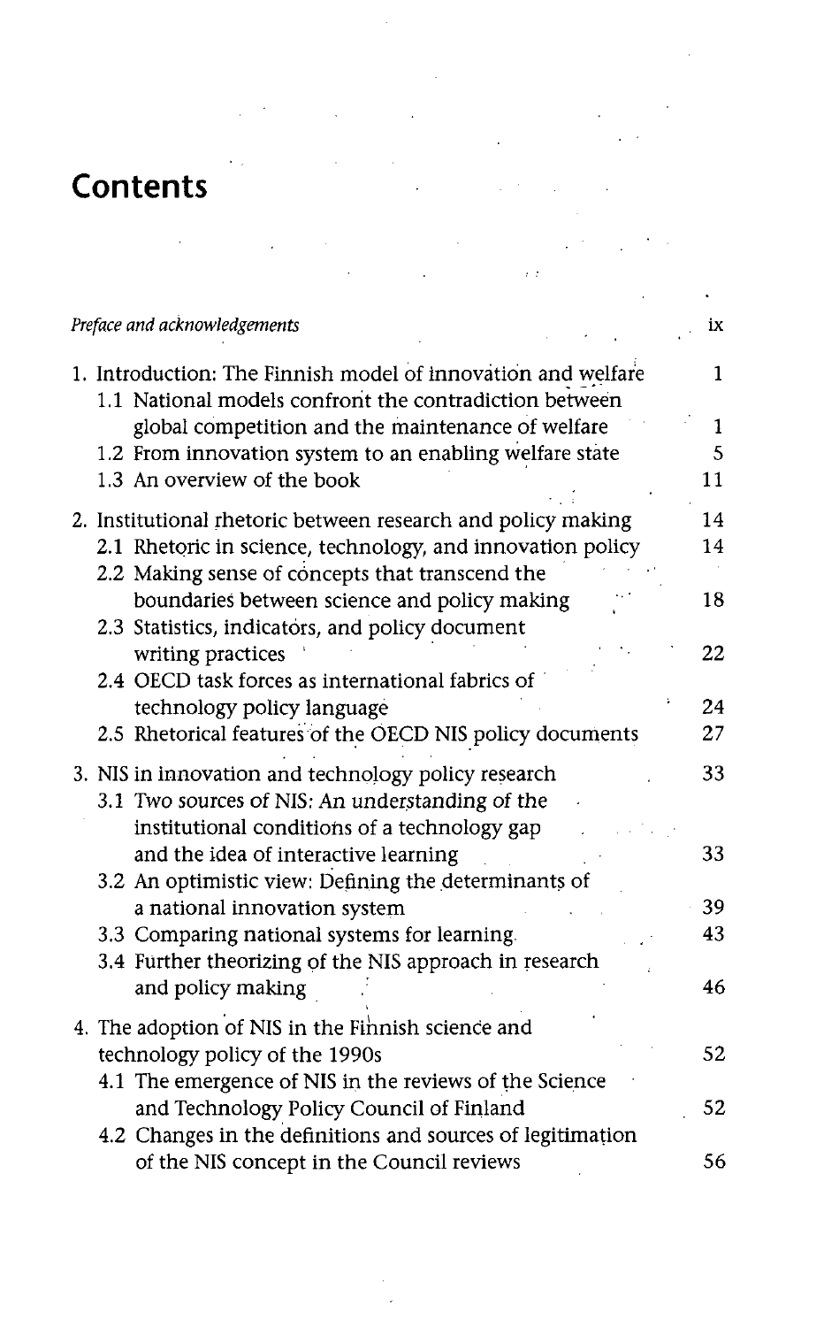# Contents

| | |
|---|---|
| *Preface and acknowledgements* | ix |
| 1. Introduction: The Finnish model of innovation and welfare | 1 |
| 1.1 National models confront the contradiction between global competition and the maintenance of welfare | 1 |
| 1.2 From innovation system to an enabling welfare state | 5 |
| 1.3 An overview of the book | 11 |
| 2. Institutional rhetoric between research and policy making | 14 |
| 2.1 Rhetoric in science, technology, and innovation policy | 14 |
| 2.2 Making sense of concepts that transcend the boundaries between science and policy making | 18 |
| 2.3 Statistics, indicators, and policy document writing practices | 22 |
| 2.4 OECD task forces as international fabrics of technology policy language | 24 |
| 2.5 Rhetorical features of the OECD NIS policy documents | 27 |
| 3. NIS in innovation and technology policy research | 33 |
| 3.1 Two sources of NIS: An understanding of the institutional conditions of a technology gap and the idea of interactive learning | 33 |
| 3.2 An optimistic view: Defining the determinants of a national innovation system | 39 |
| 3.3 Comparing national systems for learning | 43 |
| 3.4 Further theorizing of the NIS approach in research and policy making | 46 |
| 4. The adoption of NIS in the Finnish science and technology policy of the 1990s | 52 |
| 4.1 The emergence of NIS in the reviews of the Science and Technology Policy Council of Finland | 52 |
| 4.2 Changes in the definitions and sources of legitimation of the NIS concept in the Council reviews | 56 |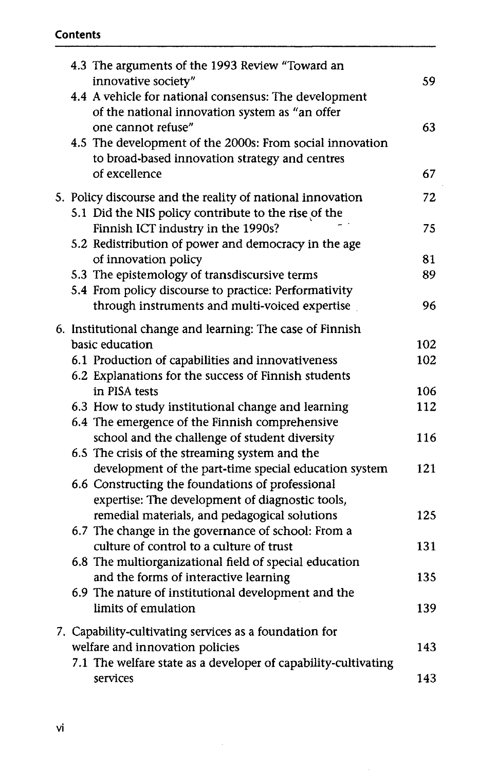4.3 The arguments of the 1993 Review "Toward an innovative society" 59

4.4 A vehicle for national consensus: The development of the national innovation system as "an offer one cannot refuse" 63

4.5 The development of the 2000s: From social innovation to broad-based innovation strategy and centres of excellence 67

5. Policy discourse and the reality of national innovation 72

5.1 Did the NIS policy contribute to the rise of the Finnish ICT industry in the 1990s? 75

5.2 Redistribution of power and democracy in the age of innovation policy 81

5.3 The epistemology of transdiscursive terms 89

5.4 From policy discourse to practice: Performativity through instruments and multi-voiced expertise 96

6. Institutional change and learning: The case of Finnish basic education 102

6.1 Production of capabilities and innovativeness 102

6.2 Explanations for the success of Finnish students in PISA tests 106

6.3 How to study institutional change and learning 112

6.4 The emergence of the Finnish comprehensive school and the challenge of student diversity 116

6.5 The crisis of the streaming system and the development of the part-time special education system 121

6.6 Constructing the foundations of professional expertise: The development of diagnostic tools, remedial materials, and pedagogical solutions 125

6.7 The change in the governance of school: From a culture of control to a culture of trust 131

6.8 The multiorganizational field of special education and the forms of interactive learning 135

6.9 The nature of institutional development and the limits of emulation 139

7. Capability-cultivating services as a foundation for welfare and innovation policies 143

7.1 The welfare state as a developer of capability-cultivating services 143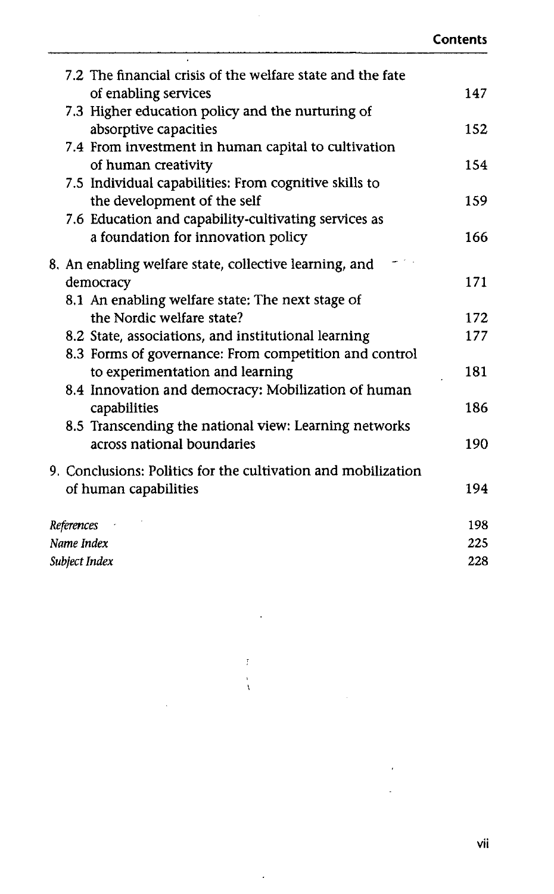| | |
|---|---|
| 7.2 The financial crisis of the welfare state and the fate of enabling services | 147 |
| 7.3 Higher education policy and the nurturing of absorptive capacities | 152 |
| 7.4 From investment in human capital to cultivation of human creativity | 154 |
| 7.5 Individual capabilities: From cognitive skills to the development of the self | 159 |
| 7.6 Education and capability-cultivating services as a foundation for innovation policy | 166 |
| 8. An enabling welfare state, collective learning, and democracy | 171 |
| 8.1 An enabling welfare state: The next stage of the Nordic welfare state? | 172 |
| 8.2 State, associations, and institutional learning | 177 |
| 8.3 Forms of governance: From competition and control to experimentation and learning | 181 |
| 8.4 Innovation and democracy: Mobilization of human capabilities | 186 |
| 8.5 Transcending the national view: Learning networks across national boundaries | 190 |
| 9. Conclusions: Politics for the cultivation and mobilization of human capabilities | 194 |
| *References* | 198 |
| *Name Index* | 225 |
| *Subject Index* | 228 |